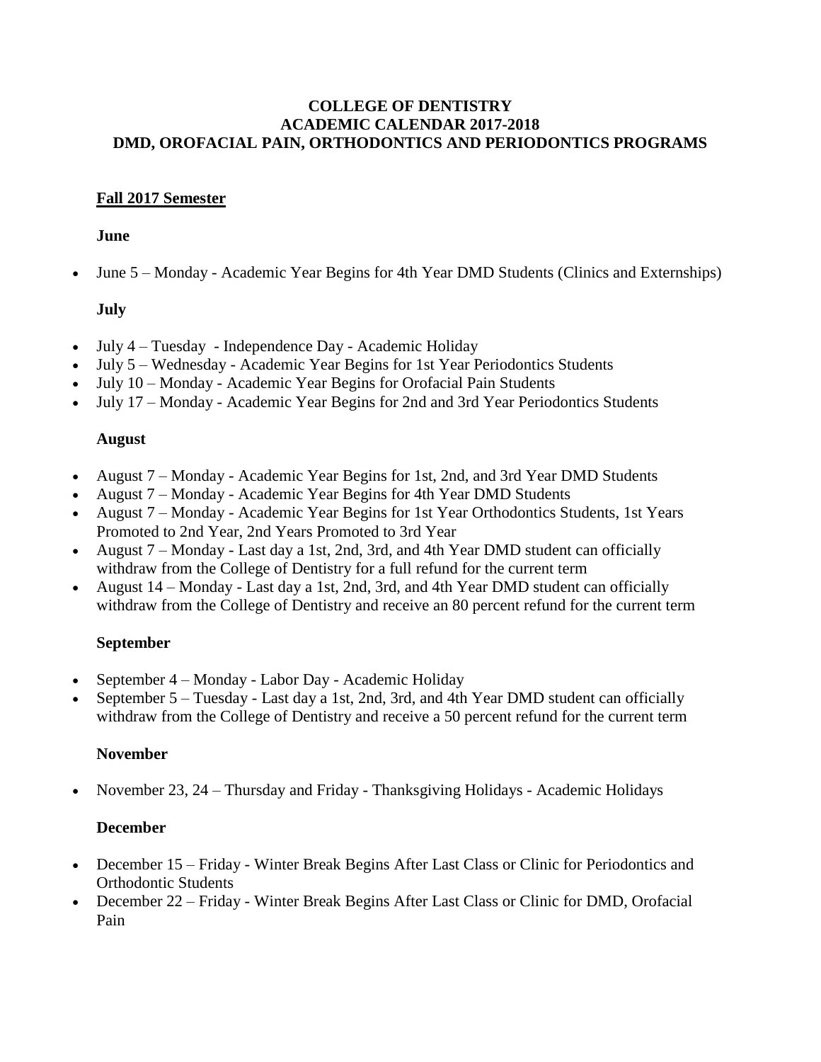# COLLEGE OF DENTISTRY
# ACADEMIC CALENDAR 2017-2018
# DMD, OROFACIAL PAIN, ORTHODONTICS AND PERIODONTICS PROGRAMS

## Fall 2017 Semester

### June

- June 5 – Monday - Academic Year Begins for 4th Year DMD Students (Clinics and Externships)

### July

- July 4 – Tuesday - Independence Day - Academic Holiday
- July 5 – Wednesday - Academic Year Begins for 1st Year Periodontics Students
- July 10 – Monday - Academic Year Begins for Orofacial Pain Students
- July 17 – Monday - Academic Year Begins for 2nd and 3rd Year Periodontics Students

### August

- August 7 – Monday - Academic Year Begins for 1st, 2nd, and 3rd Year DMD Students
- August 7 – Monday - Academic Year Begins for 4th Year DMD Students
- August 7 – Monday - Academic Year Begins for 1st Year Orthodontics Students, 1st Years Promoted to 2nd Year, 2nd Years Promoted to 3rd Year
- August 7 – Monday - Last day a 1st, 2nd, 3rd, and 4th Year DMD student can officially withdraw from the College of Dentistry for a full refund for the current term
- August 14 – Monday - Last day a 1st, 2nd, 3rd, and 4th Year DMD student can officially withdraw from the College of Dentistry and receive an 80 percent refund for the current term

### September

- September 4 – Monday - Labor Day - Academic Holiday
- September 5 – Tuesday - Last day a 1st, 2nd, 3rd, and 4th Year DMD student can officially withdraw from the College of Dentistry and receive a 50 percent refund for the current term

### November

- November 23, 24 – Thursday and Friday - Thanksgiving Holidays - Academic Holidays

### December

- December 15 – Friday - Winter Break Begins After Last Class or Clinic for Periodontics and Orthodontic Students
- December 22 – Friday - Winter Break Begins After Last Class or Clinic for DMD, Orofacial Pain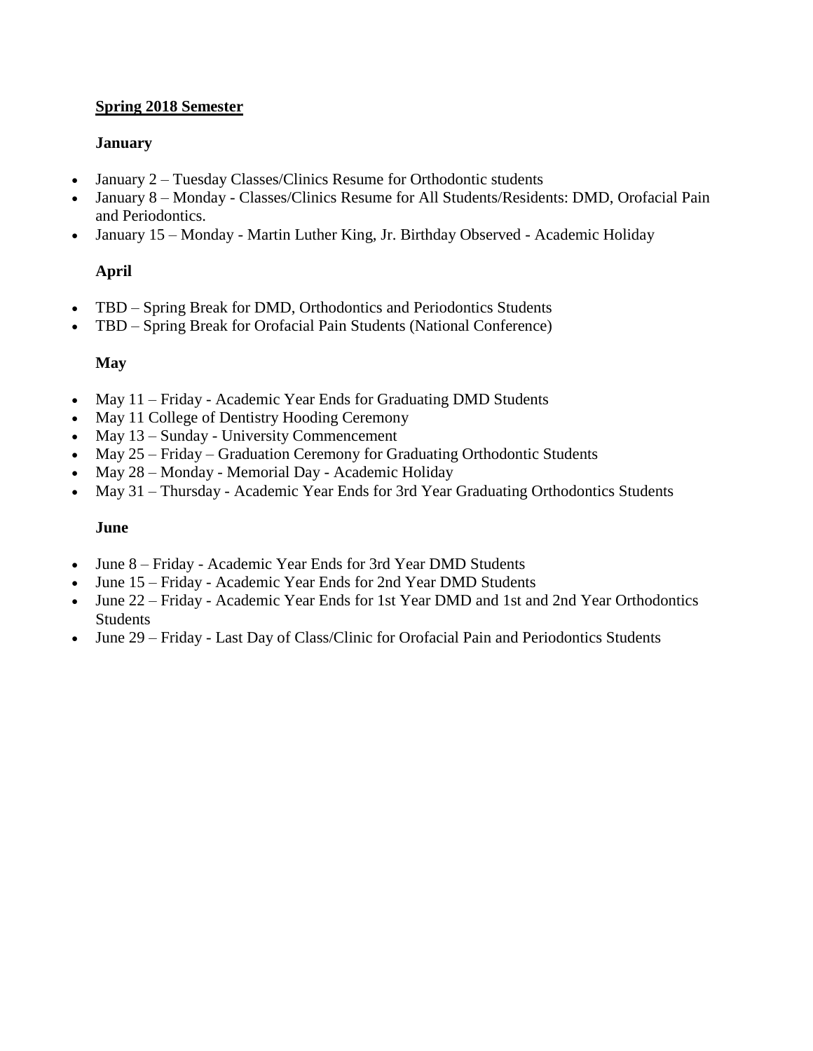## Spring 2018 Semester

### January

- January 2 – Tuesday Classes/Clinics Resume for Orthodontic students
- January 8 – Monday - Classes/Clinics Resume for All Students/Residents: DMD, Orofacial Pain and Periodontics.
- January 15 – Monday - Martin Luther King, Jr. Birthday Observed - Academic Holiday

### April

- TBD – Spring Break for DMD, Orthodontics and Periodontics Students
- TBD – Spring Break for Orofacial Pain Students (National Conference)

### May

- May 11 – Friday - Academic Year Ends for Graduating DMD Students
- May 11 College of Dentistry Hooding Ceremony
- May 13 – Sunday - University Commencement
- May 25 – Friday – Graduation Ceremony for Graduating Orthodontic Students
- May 28 – Monday - Memorial Day - Academic Holiday
- May 31 – Thursday - Academic Year Ends for 3rd Year Graduating Orthodontics Students

### June

- June 8 – Friday - Academic Year Ends for 3rd Year DMD Students
- June 15 – Friday - Academic Year Ends for 2nd Year DMD Students
- June 22 – Friday - Academic Year Ends for 1st Year DMD and 1st and 2nd Year Orthodontics Students
- June 29 – Friday - Last Day of Class/Clinic for Orofacial Pain and Periodontics Students